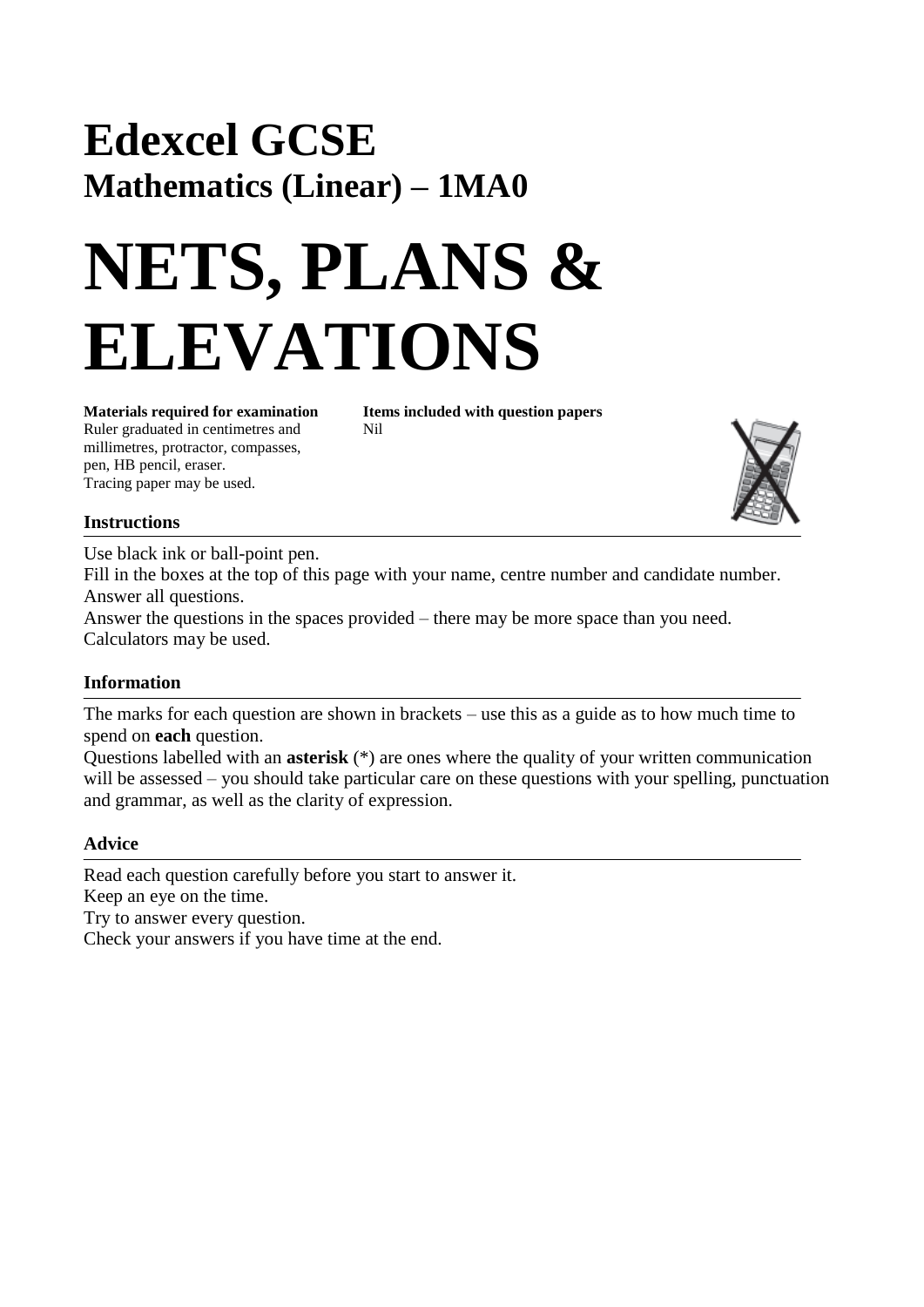# Edexcel GCSE

## Mathematics (Linear) – 1MA0

# NETS, PLANS & ELEVATIONS

**Materials required for examination**
Ruler graduated in centimetres and millimetres, protractor, compasses, pen, HB pencil, eraser.
Tracing paper may be used.

**Items included with question papers**
Nil

### Instructions

Use black ink or ball-point pen.
Fill in the boxes at the top of this page with your name, centre number and candidate number.
Answer all questions.
Answer the questions in the spaces provided – there may be more space than you need.
Calculators may be used.

### Information

The marks for each question are shown in brackets – use this as a guide as to how much time to spend on **each** question.
Questions labelled with an **asterisk** (*) are ones where the quality of your written communication will be assessed – you should take particular care on these questions with your spelling, punctuation and grammar, as well as the clarity of expression.

### Advice

Read each question carefully before you start to answer it.
Keep an eye on the time.
Try to answer every question.
Check your answers if you have time at the end.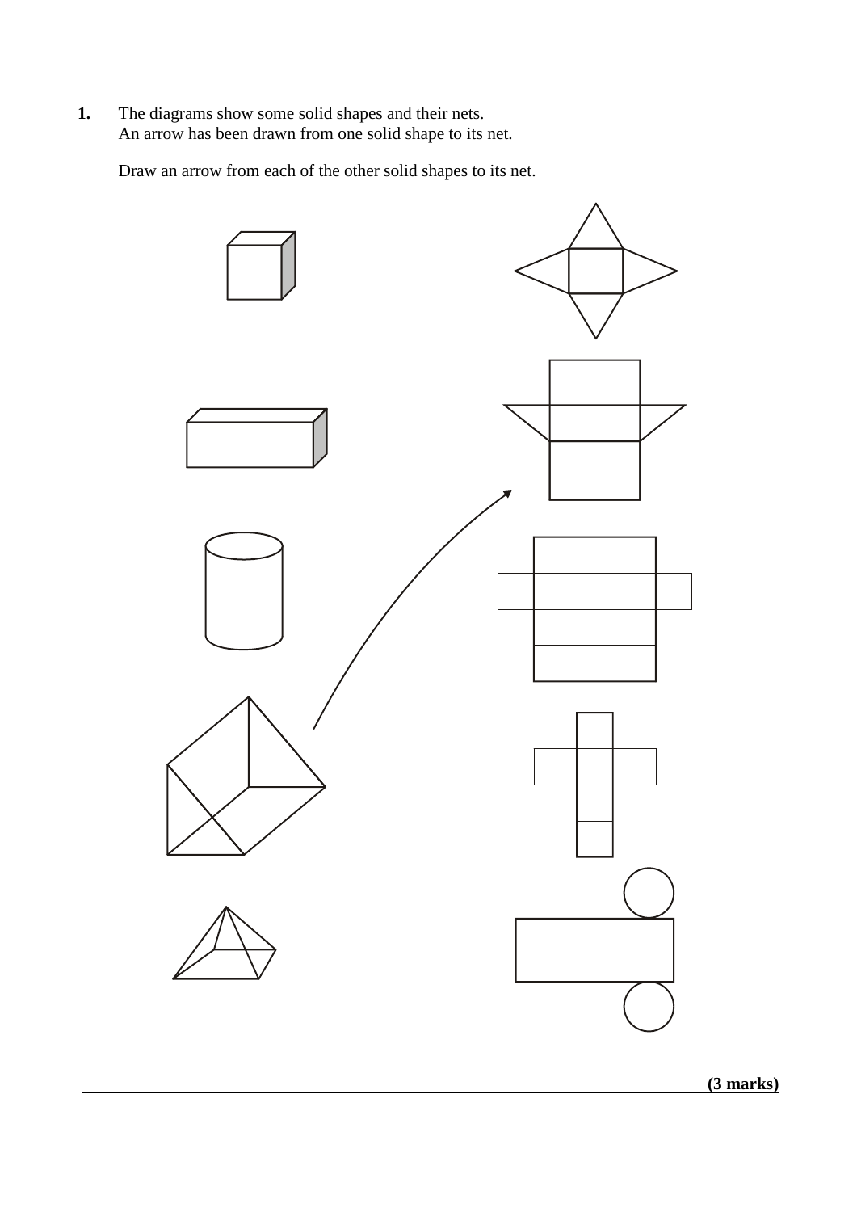**1.** The diagrams show some solid shapes and their nets.
An arrow has been drawn from one solid shape to its net.

Draw an arrow from each of the other solid shapes to its net.

**(3 marks)**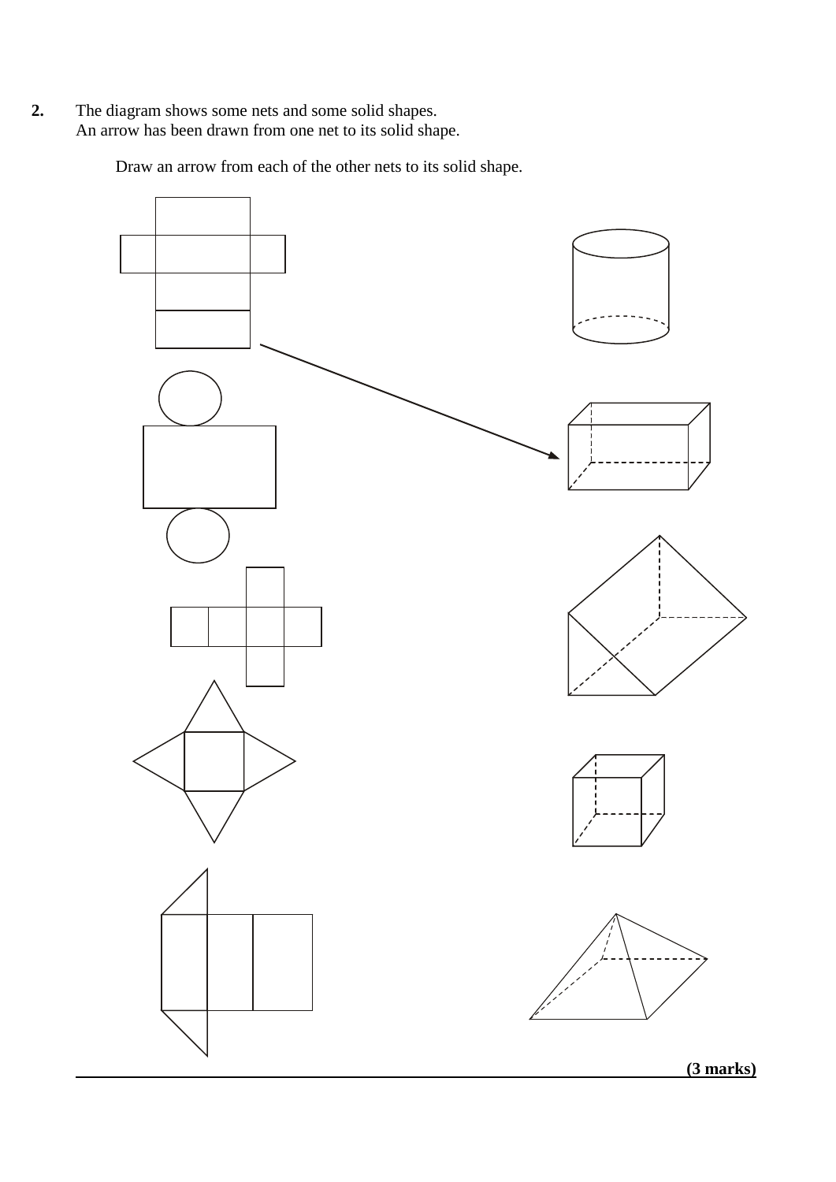**2.** The diagram shows some nets and some solid shapes.
An arrow has been drawn from one net to its solid shape.

Draw an arrow from each of the other nets to its solid shape.

**(3 marks)**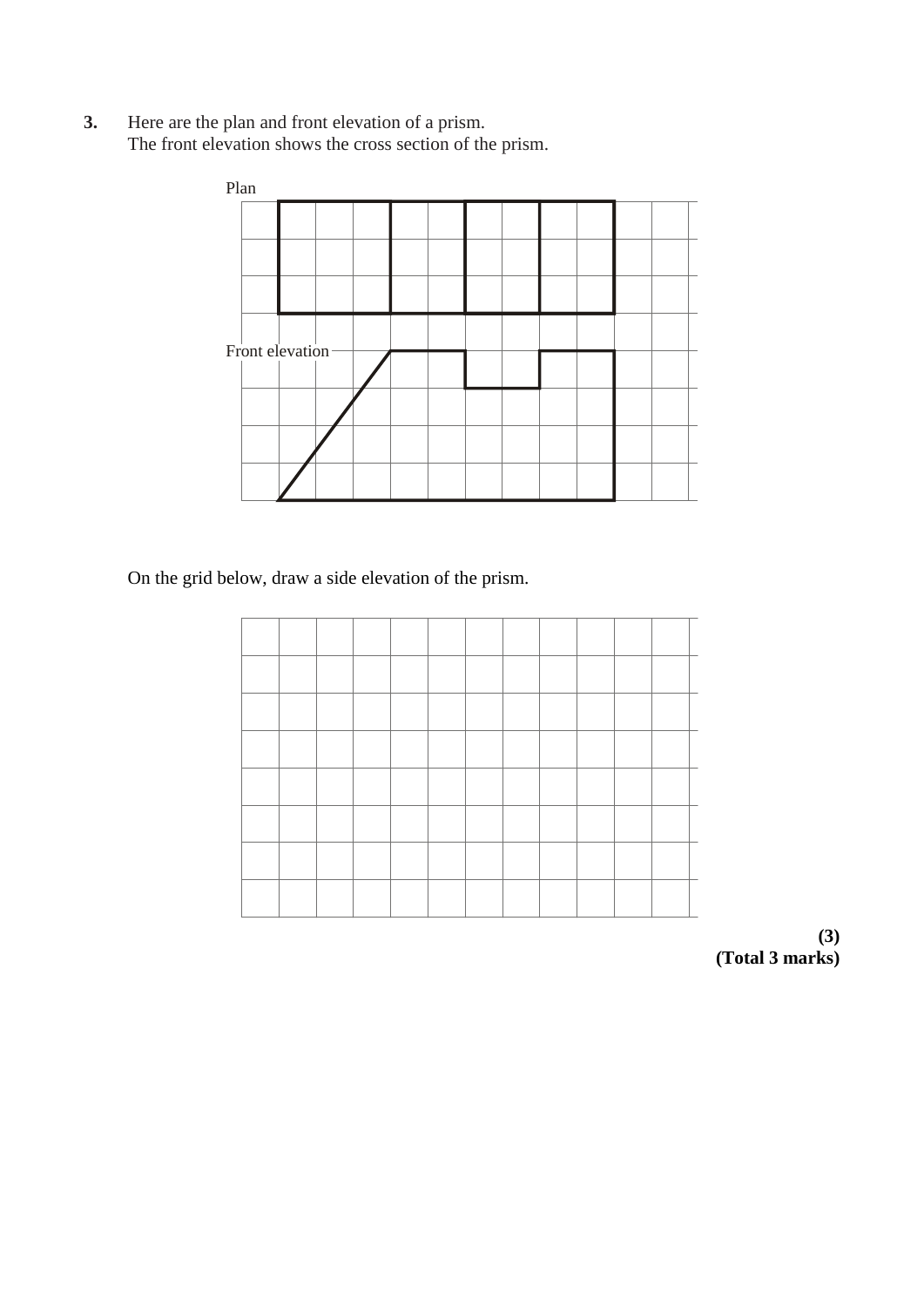**3.** Here are the plan and front elevation of a prism.
The front elevation shows the cross section of the prism.

Plan

Front elevation

On the grid below, draw a side elevation of the prism.

**(3)**
**(Total 3 marks)**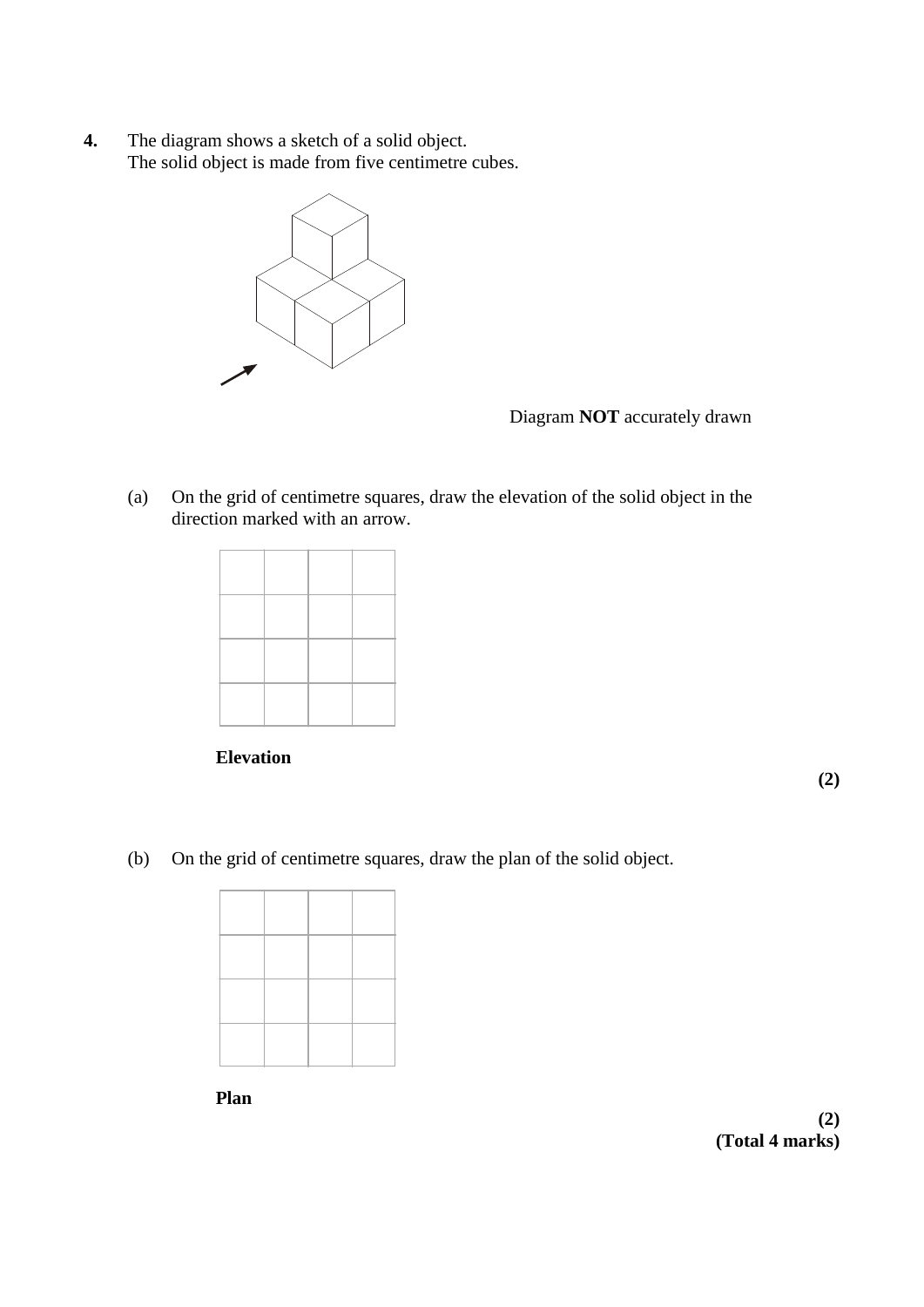**4.** The diagram shows a sketch of a solid object.
The solid object is made from five centimetre cubes.

Diagram **NOT** accurately drawn

(a) On the grid of centimetre squares, draw the elevation of the solid object in the direction marked with an arrow.

| | | | |
|---|---|---|---|
| | | | |
| | | | |
| | | | |
| | | | |

**Elevation**

**(2)**

(b) On the grid of centimetre squares, draw the plan of the solid object.

| | | | |
|---|---|---|---|
| | | | |
| | | | |
| | | | |
| | | | |

**Plan**

**(2)**
**(Total 4 marks)**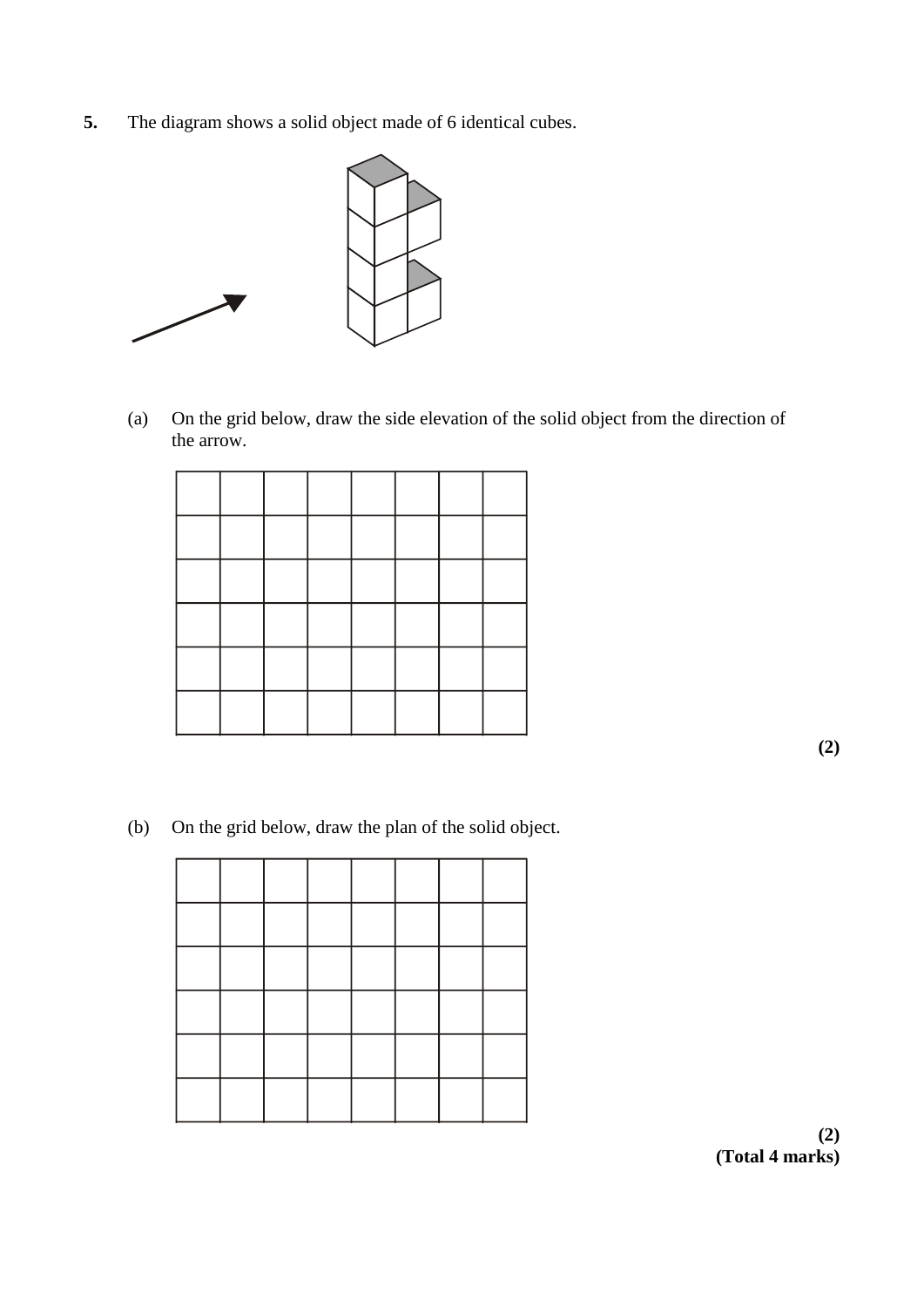**5.** The diagram shows a solid object made of 6 identical cubes.

(a) On the grid below, draw the side elevation of the solid object from the direction of the arrow.

**(2)**

(b) On the grid below, draw the plan of the solid object.

**(2)**
**(Total 4 marks)**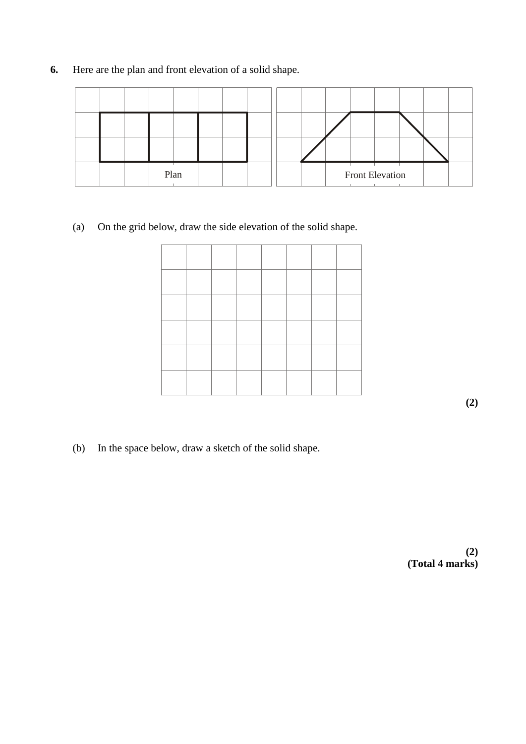**6.** Here are the plan and front elevation of a solid shape.

Plan

Front Elevation

(a) On the grid below, draw the side elevation of the solid shape.

**(2)**

(b) In the space below, draw a sketch of the solid shape.

**(2)**
**(Total 4 marks)**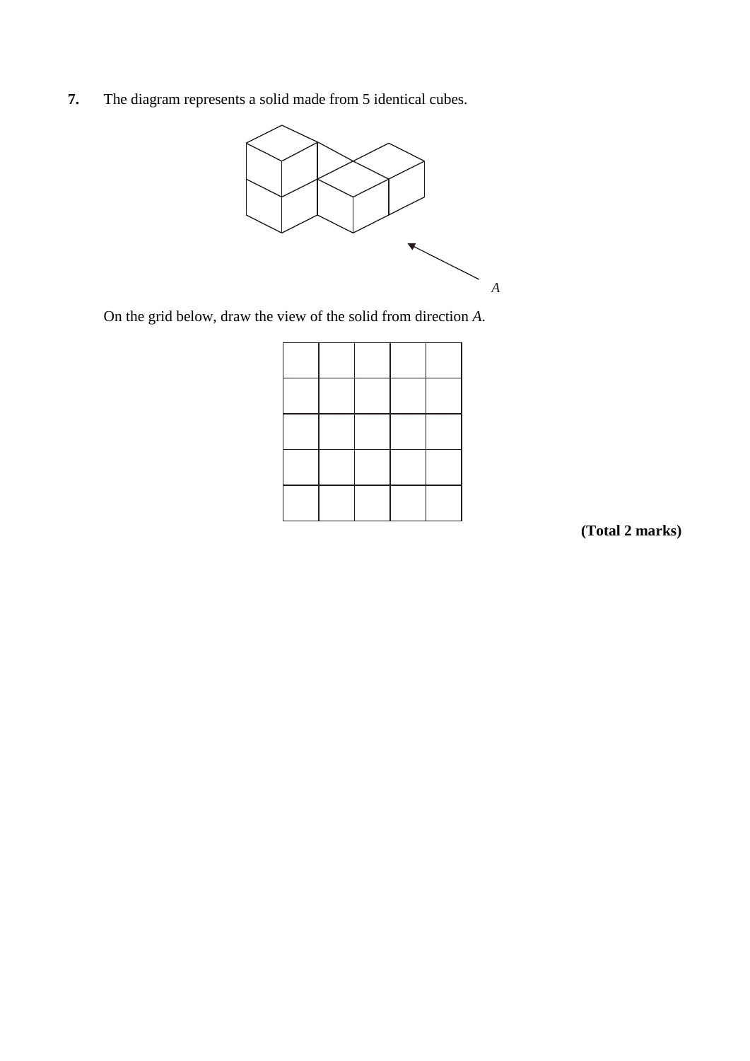**7.** The diagram represents a solid made from 5 identical cubes.

A

On the grid below, draw the view of the solid from direction *A*.

| | | | | |
|---|---|---|---|---|
| | | | | |
| | | | | |
| | | | | |
| | | | | |
| | | | | |

**(Total 2 marks)**